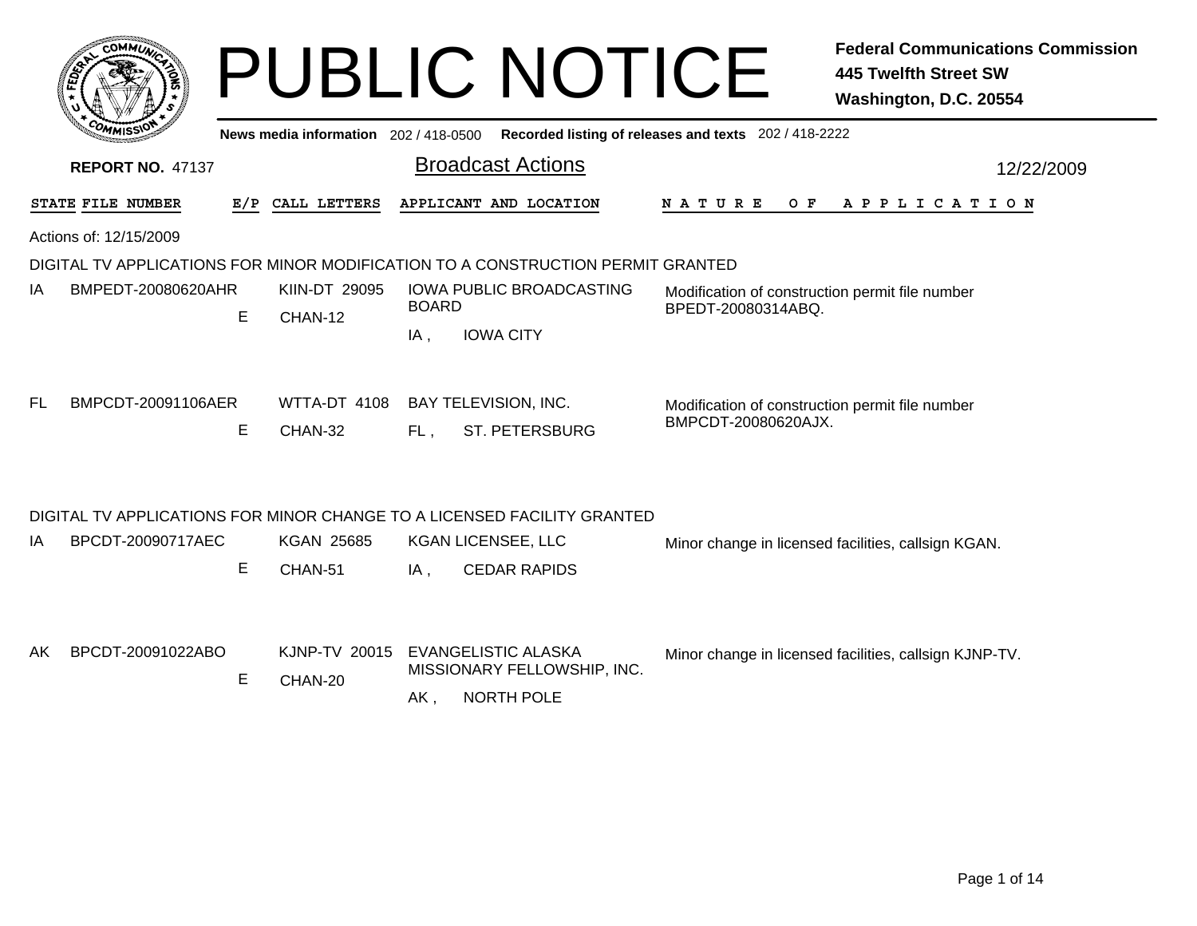# PUBLIC NOTICE

**Federal Communications Commission**
**445 Twelfth Street SW**
**Washington, D.C. 20554**

**News media information** 202 / 418-0500 **Recorded listing of releases and texts** 202 / 418-2222

**REPORT NO.** 47137

## Broadcast Actions

12/22/2009

Actions of: 12/15/2009

### DIGITAL TV APPLICATIONS FOR MINOR MODIFICATION TO A CONSTRUCTION PERMIT GRANTED

| STATE | FILE NUMBER | E/P | CALL LETTERS | APPLICANT AND LOCATION | NATURE OF APPLICATION |
|---|---|---|---|---|---|
| IA | BMPEDT-20080620AHR | E | KIIN-DT 29095 CHAN-12 | IOWA PUBLIC BROADCASTING BOARD IA , IOWA CITY | Modification of construction permit file number BPEDT-20080314ABQ. |
| FL | BMPCDT-20091106AER | E | WTTA-DT 4108 CHAN-32 | BAY TELEVISION, INC. FL , ST. PETERSBURG | Modification of construction permit file number BMPCDT-20080620AJX. |

### DIGITAL TV APPLICATIONS FOR MINOR CHANGE TO A LICENSED FACILITY GRANTED

| STATE | FILE NUMBER | E/P | CALL LETTERS | APPLICANT AND LOCATION | NATURE OF APPLICATION |
|---|---|---|---|---|---|
| IA | BPCDT-20090717AEC | E | KGAN 25685 CHAN-51 | KGAN LICENSEE, LLC IA , CEDAR RAPIDS | Minor change in licensed facilities, callsign KGAN. |
| AK | BPCDT-20091022ABO | E | KJNP-TV 20015 CHAN-20 | EVANGELISTIC ALASKA MISSIONARY FELLOWSHIP, INC. AK , NORTH POLE | Minor change in licensed facilities, callsign KJNP-TV. |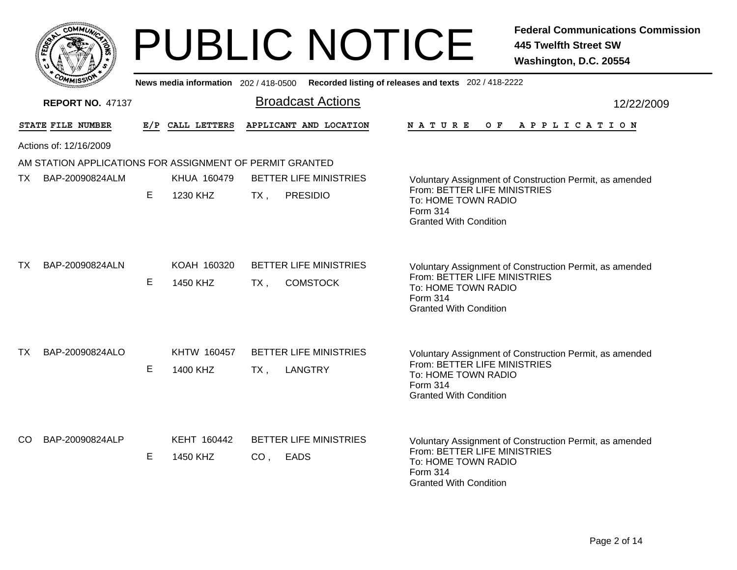# PUBLIC NOTICE

**Federal Communications Commission**
**445 Twelfth Street SW**
**Washington, D.C. 20554**

News media information 202 / 418-0500 Recorded listing of releases and texts 202 / 418-2222

**REPORT NO.** 47137

## Broadcast Actions

12/22/2009

| STATE | FILE NUMBER | E/P | CALL LETTERS | APPLICANT AND LOCATION | NATURE OF APPLICATION |
|---|---|---|---|---|---|

Actions of: 12/16/2009

AM STATION APPLICATIONS FOR ASSIGNMENT OF PERMIT GRANTED

| STATE | FILE NUMBER | E/P | CALL LETTERS | APPLICANT AND LOCATION | NATURE OF APPLICATION |
|---|---|---|---|---|---|
| TX | BAP-20090824ALM | E | KHUA 160479<br>1230 KHZ | BETTER LIFE MINISTRIES<br>TX , PRESIDIO | Voluntary Assignment of Construction Permit, as amended<br>From: BETTER LIFE MINISTRIES<br>To: HOME TOWN RADIO<br>Form 314<br>Granted With Condition |
| TX | BAP-20090824ALN | E | KOAH 160320<br>1450 KHZ | BETTER LIFE MINISTRIES<br>TX , COMSTOCK | Voluntary Assignment of Construction Permit, as amended<br>From: BETTER LIFE MINISTRIES<br>To: HOME TOWN RADIO<br>Form 314<br>Granted With Condition |
| TX | BAP-20090824ALO | E | KHTW 160457<br>1400 KHZ | BETTER LIFE MINISTRIES<br>TX , LANGTRY | Voluntary Assignment of Construction Permit, as amended<br>From: BETTER LIFE MINISTRIES<br>To: HOME TOWN RADIO<br>Form 314<br>Granted With Condition |
| CO | BAP-20090824ALP | E | KEHT 160442<br>1450 KHZ | BETTER LIFE MINISTRIES<br>CO , EADS | Voluntary Assignment of Construction Permit, as amended<br>From: BETTER LIFE MINISTRIES<br>To: HOME TOWN RADIO<br>Form 314<br>Granted With Condition |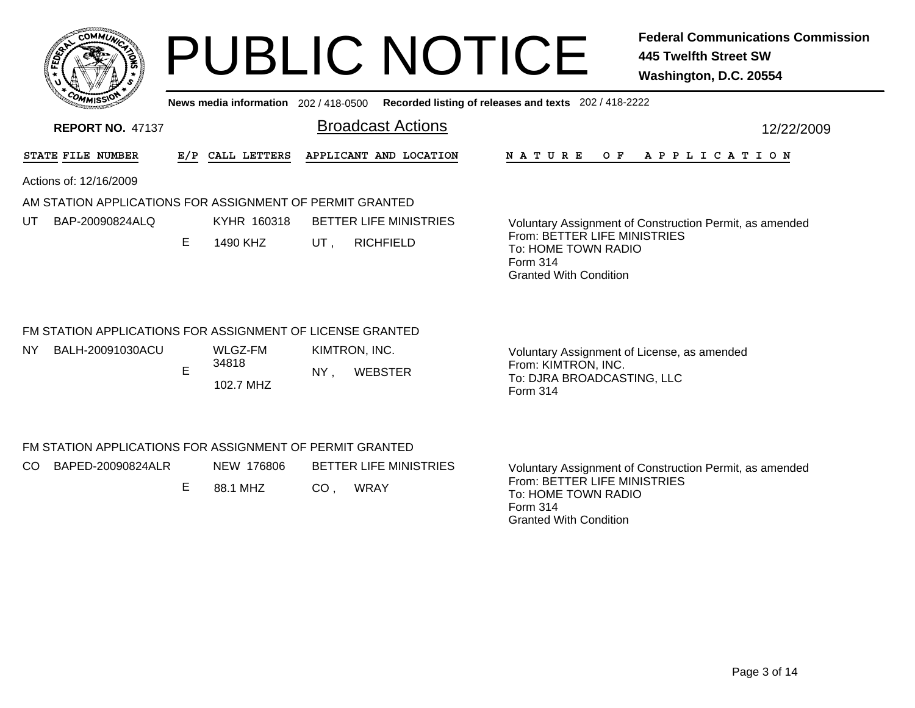# PUBLIC NOTICE

**Federal Communications Commission**
**445 Twelfth Street SW**
**Washington, D.C. 20554**

News media information 202 / 418-0500 Recorded listing of releases and texts 202 / 418-2222

**REPORT NO.** 47137

## Broadcast Actions

12/22/2009

| STATE | FILE NUMBER | E/P | CALL LETTERS | APPLICANT AND LOCATION | NATURE OF APPLICATION |
|---|---|---|---|---|---|

Actions of: 12/16/2009

### AM STATION APPLICATIONS FOR ASSIGNMENT OF PERMIT GRANTED

| STATE | FILE NUMBER | E/P | CALL LETTERS | APPLICANT AND LOCATION | NATURE OF APPLICATION |
|---|---|---|---|---|---|
| UT | BAP-20090824ALQ | E | KYHR 160318<br>1490 KHZ | BETTER LIFE MINISTRIES<br>UT , RICHFIELD | Voluntary Assignment of Construction Permit, as amended<br>From: BETTER LIFE MINISTRIES<br>To: HOME TOWN RADIO<br>Form 314<br>Granted With Condition |

### FM STATION APPLICATIONS FOR ASSIGNMENT OF LICENSE GRANTED

| STATE | FILE NUMBER | E/P | CALL LETTERS | APPLICANT AND LOCATION | NATURE OF APPLICATION |
|---|---|---|---|---|---|
| NY | BALH-20091030ACU | E | WLGZ-FM 34818<br>102.7 MHZ | KIMTRON, INC.<br>NY , WEBSTER | Voluntary Assignment of License, as amended<br>From: KIMTRON, INC.<br>To: DJRA BROADCASTING, LLC<br>Form 314 |

### FM STATION APPLICATIONS FOR ASSIGNMENT OF PERMIT GRANTED

| STATE | FILE NUMBER | E/P | CALL LETTERS | APPLICANT AND LOCATION | NATURE OF APPLICATION |
|---|---|---|---|---|---|
| CO | BAPED-20090824ALR | E | NEW 176806<br>88.1 MHZ | BETTER LIFE MINISTRIES<br>CO , WRAY | Voluntary Assignment of Construction Permit, as amended<br>From: BETTER LIFE MINISTRIES<br>To: HOME TOWN RADIO<br>Form 314<br>Granted With Condition |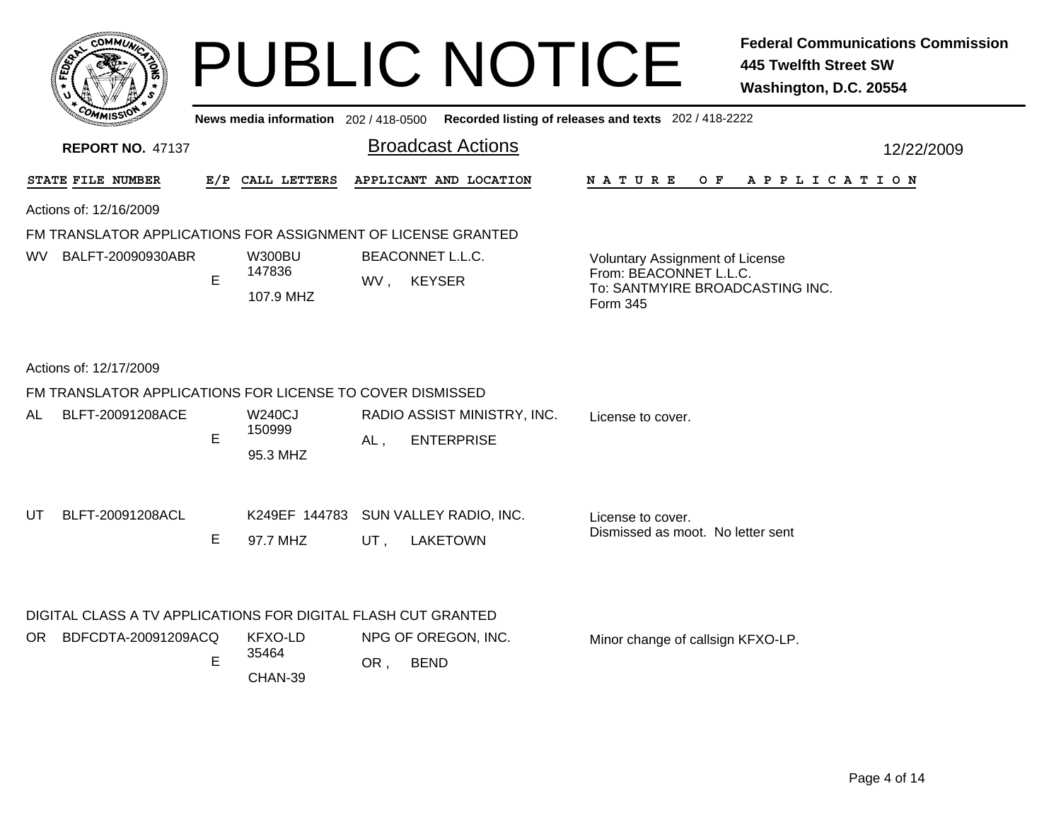# PUBLIC NOTICE

**Federal Communications Commission**
**445 Twelfth Street SW**
**Washington, D.C. 20554**

News media information 202 / 418-0500 Recorded listing of releases and texts 202 / 418-2222

**REPORT NO.** 47137

## Broadcast Actions

12/22/2009

| STATE | FILE NUMBER | E/P | CALL LETTERS | APPLICANT AND LOCATION | NATURE OF APPLICATION |
|---|---|---|---|---|---|

Actions of: 12/16/2009

### FM TRANSLATOR APPLICATIONS FOR ASSIGNMENT OF LICENSE GRANTED

| STATE | FILE NUMBER | E/P | CALL LETTERS | APPLICANT AND LOCATION | NATURE OF APPLICATION |
|---|---|---|---|---|---|
| WV | BALFT-20090930ABR | E | W300BU 147836 107.9 MHZ | BEACONNET L.L.C. WV , KEYSER | Voluntary Assignment of License From: BEACONNET L.L.C. To: SANTMYIRE BROADCASTING INC. Form 345 |

Actions of: 12/17/2009

### FM TRANSLATOR APPLICATIONS FOR LICENSE TO COVER DISMISSED

| STATE | FILE NUMBER | E/P | CALL LETTERS | APPLICANT AND LOCATION | NATURE OF APPLICATION |
|---|---|---|---|---|---|
| AL | BLFT-20091208ACE | E | W240CJ 150999 95.3 MHZ | RADIO ASSIST MINISTRY, INC. AL , ENTERPRISE | License to cover. |
| UT | BLFT-20091208ACL | E | K249EF 144783 97.7 MHZ | SUN VALLEY RADIO, INC. UT , LAKETOWN | License to cover. Dismissed as moot. No letter sent |

### DIGITAL CLASS A TV APPLICATIONS FOR DIGITAL FLASH CUT GRANTED

| STATE | FILE NUMBER | E/P | CALL LETTERS | APPLICANT AND LOCATION | NATURE OF APPLICATION |
|---|---|---|---|---|---|
| OR | BDFCDTA-20091209ACQ | E | KFXO-LD 35464 CHAN-39 | NPG OF OREGON, INC. OR , BEND | Minor change of callsign KFXO-LP. |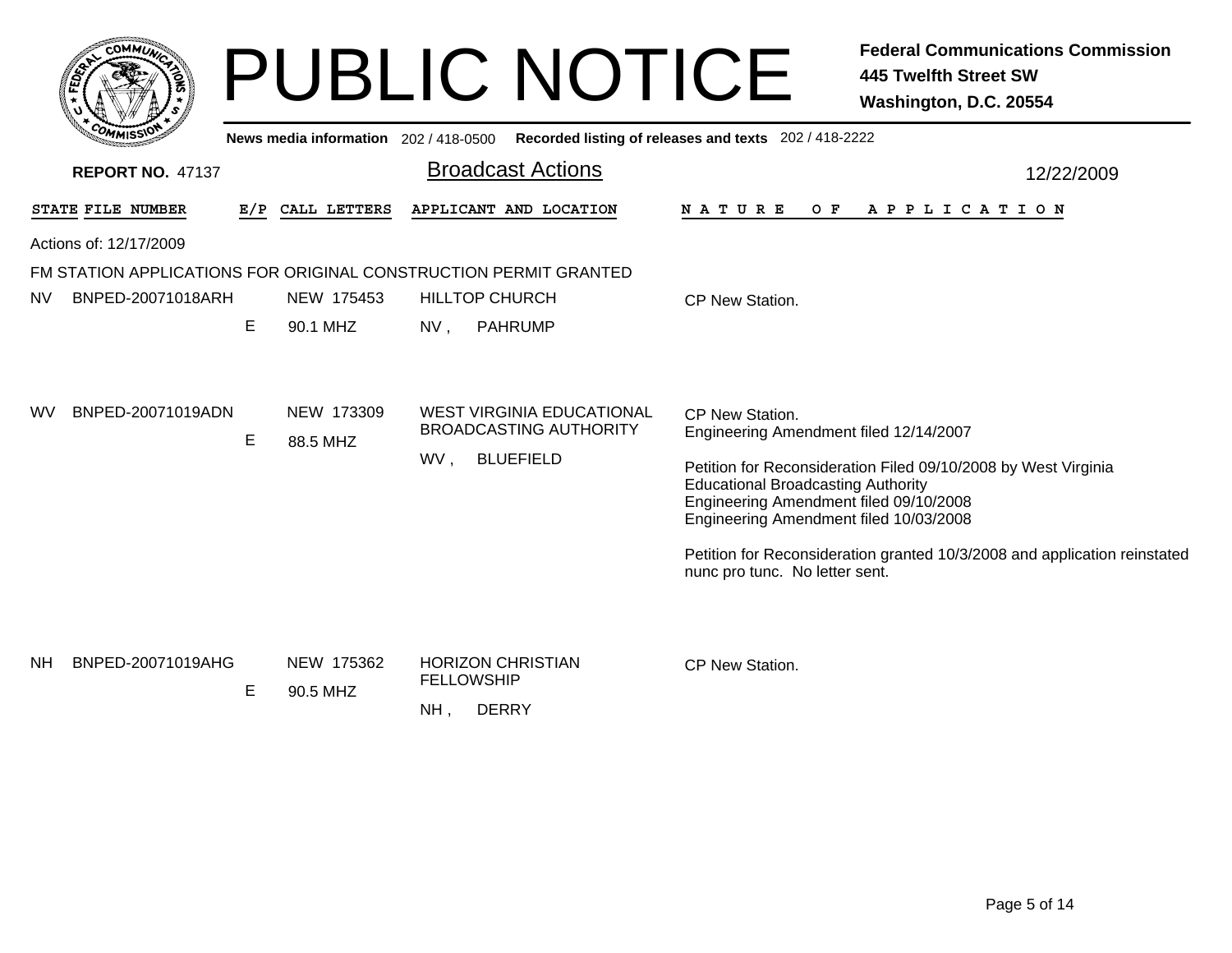# PUBLIC NOTICE

**Federal Communications Commission**
**445 Twelfth Street SW**
**Washington, D.C. 20554**

**News media information** 202 / 418-0500 **Recorded listing of releases and texts** 202 / 418-2222

**REPORT NO.** 47137

## Broadcast Actions

12/22/2009

Actions of: 12/17/2009

FM STATION APPLICATIONS FOR ORIGINAL CONSTRUCTION PERMIT GRANTED

| STATE | FILE NUMBER | E/P | CALL LETTERS | APPLICANT AND LOCATION | NATURE OF APPLICATION |
|---|---|---|---|---|---|
| NV | BNPED-20071018ARH | E | NEW 175453<br>90.1 MHZ | HILLTOP CHURCH<br>NV , PAHRUMP | CP New Station. |
| WV | BNPED-20071019ADN | E | NEW 173309<br>88.5 MHZ | WEST VIRGINIA EDUCATIONAL BROADCASTING AUTHORITY<br>WV , BLUEFIELD | CP New Station.<br>Engineering Amendment filed 12/14/2007<br><br>Petition for Reconsideration Filed 09/10/2008 by West Virginia Educational Broadcasting Authority<br>Engineering Amendment filed 09/10/2008<br>Engineering Amendment filed 10/03/2008<br><br>Petition for Reconsideration granted 10/3/2008 and application reinstated nunc pro tunc. No letter sent. |
| NH | BNPED-20071019AHG | E | NEW 175362<br>90.5 MHZ | HORIZON CHRISTIAN FELLOWSHIP<br>NH , DERRY | CP New Station. |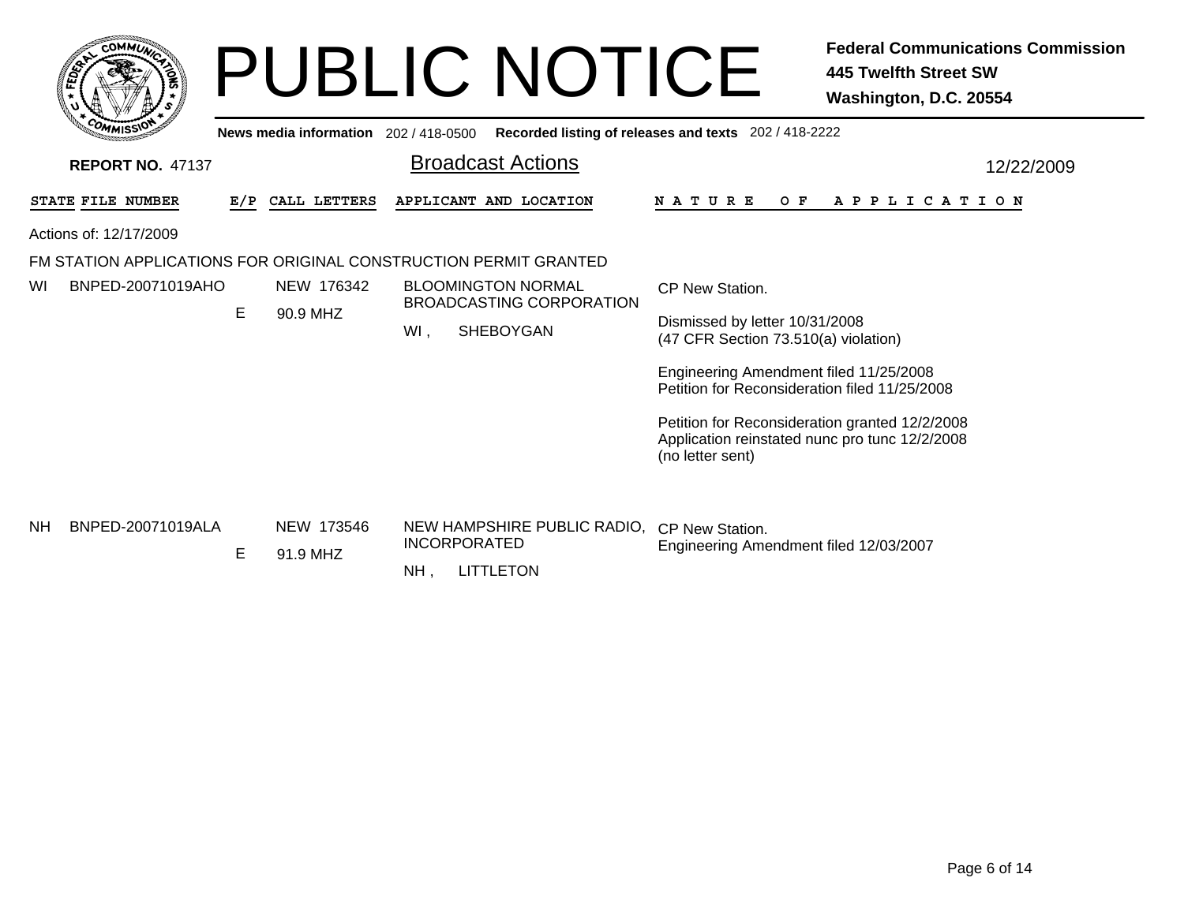# PUBLIC NOTICE

**Federal Communications Commission**
**445 Twelfth Street SW**
**Washington, D.C. 20554**

**News media information** 202 / 418-0500 **Recorded listing of releases and texts** 202 / 418-2222

**REPORT NO.** 47137

## Broadcast Actions

12/22/2009

| STATE | FILE NUMBER | E/P | CALL LETTERS | APPLICANT AND LOCATION | NATURE OF APPLICATION |
|---|---|---|---|---|---|

Actions of: 12/17/2009

FM STATION APPLICATIONS FOR ORIGINAL CONSTRUCTION PERMIT GRANTED

| STATE | FILE NUMBER | E/P | CALL LETTERS | APPLICANT AND LOCATION | NATURE OF APPLICATION |
|---|---|---|---|---|---|
| WI | BNPED-20071019AHO | E | NEW 176342<br>90.9 MHZ | BLOOMINGTON NORMAL BROADCASTING CORPORATION<br>WI , SHEBOYGAN | CP New Station.<br><br>Dismissed by letter 10/31/2008<br>(47 CFR Section 73.510(a) violation)<br><br>Engineering Amendment filed 11/25/2008<br>Petition for Reconsideration filed 11/25/2008<br><br>Petition for Reconsideration granted 12/2/2008<br>Application reinstated nunc pro tunc 12/2/2008<br>(no letter sent) |
| NH | BNPED-20071019ALA | E | NEW 173546<br>91.9 MHZ | NEW HAMPSHIRE PUBLIC RADIO, INCORPORATED<br>NH , LITTLETON | CP New Station.<br>Engineering Amendment filed 12/03/2007 |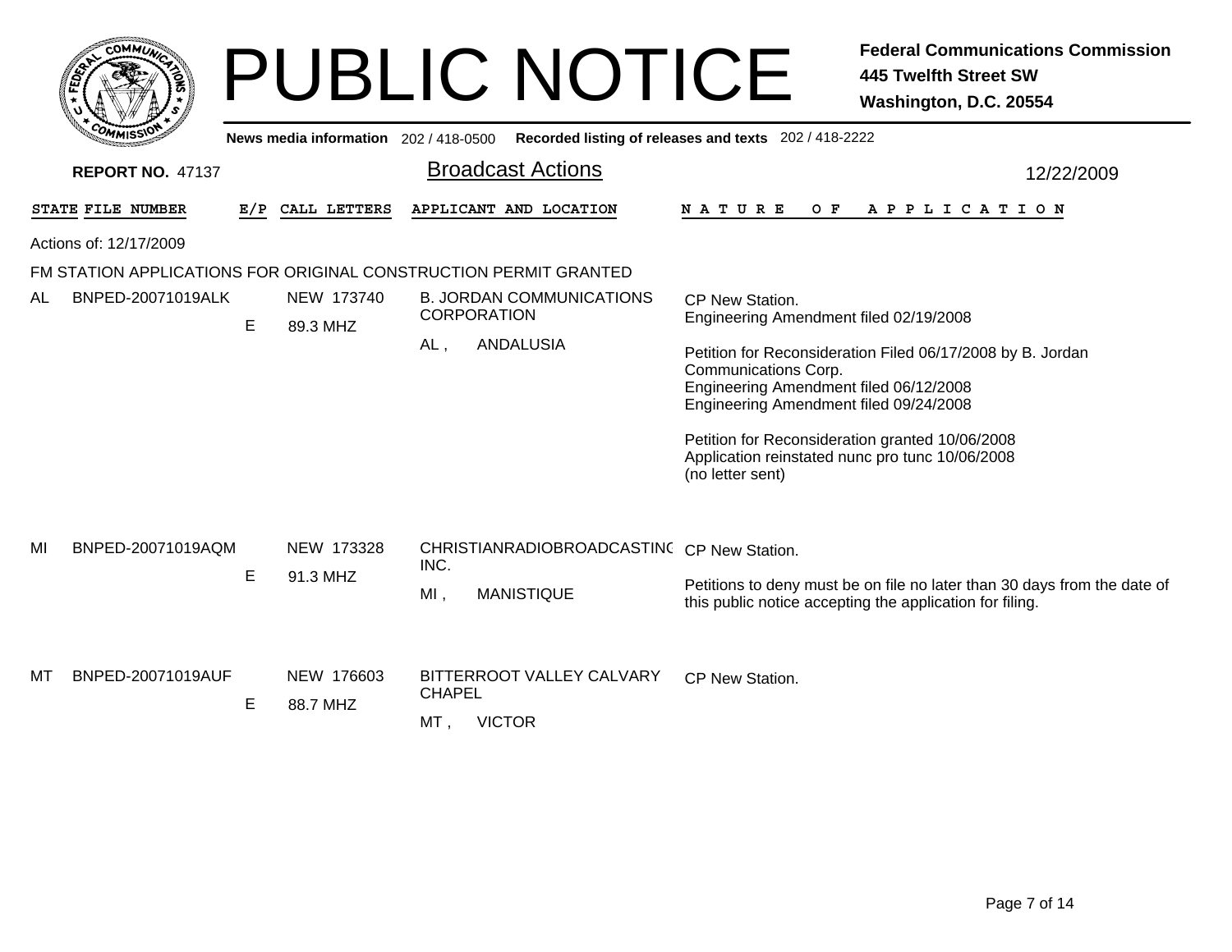# PUBLIC NOTICE

**Federal Communications Commission**
**445 Twelfth Street SW**
**Washington, D.C. 20554**

**News media information** 202 / 418-0500 **Recorded listing of releases and texts** 202 / 418-2222

**REPORT NO.** 47137

## Broadcast Actions

12/22/2009

| STATE | FILE NUMBER | E/P | CALL LETTERS | APPLICANT AND LOCATION | NATURE OF APPLICATION |
|---|---|---|---|---|---|

Actions of: 12/17/2009

FM STATION APPLICATIONS FOR ORIGINAL CONSTRUCTION PERMIT GRANTED

| STATE | FILE NUMBER | E/P | CALL LETTERS | APPLICANT AND LOCATION | NATURE OF APPLICATION |
|---|---|---|---|---|---|
| AL | BNPED-20071019ALK | E | NEW 173740<br>89.3 MHZ | B. JORDAN COMMUNICATIONS CORPORATION<br>AL , ANDALUSIA | CP New Station.<br>Engineering Amendment filed 02/19/2008<br><br>Petition for Reconsideration Filed 06/17/2008 by B. Jordan Communications Corp.<br>Engineering Amendment filed 06/12/2008<br>Engineering Amendment filed 09/24/2008<br><br>Petition for Reconsideration granted 10/06/2008<br>Application reinstated nunc pro tunc 10/06/2008<br>(no letter sent) |
| MI | BNPED-20071019AQM | E | NEW 173328<br>91.3 MHZ | CHRISTIANRADIOBROADCASTING INC.<br>MI , MANISTIQUE | CP New Station.<br><br>Petitions to deny must be on file no later than 30 days from the date of this public notice accepting the application for filing. |
| MT | BNPED-20071019AUF | E | NEW 176603<br>88.7 MHZ | BITTERROOT VALLEY CALVARY CHAPEL<br>MT , VICTOR | CP New Station. |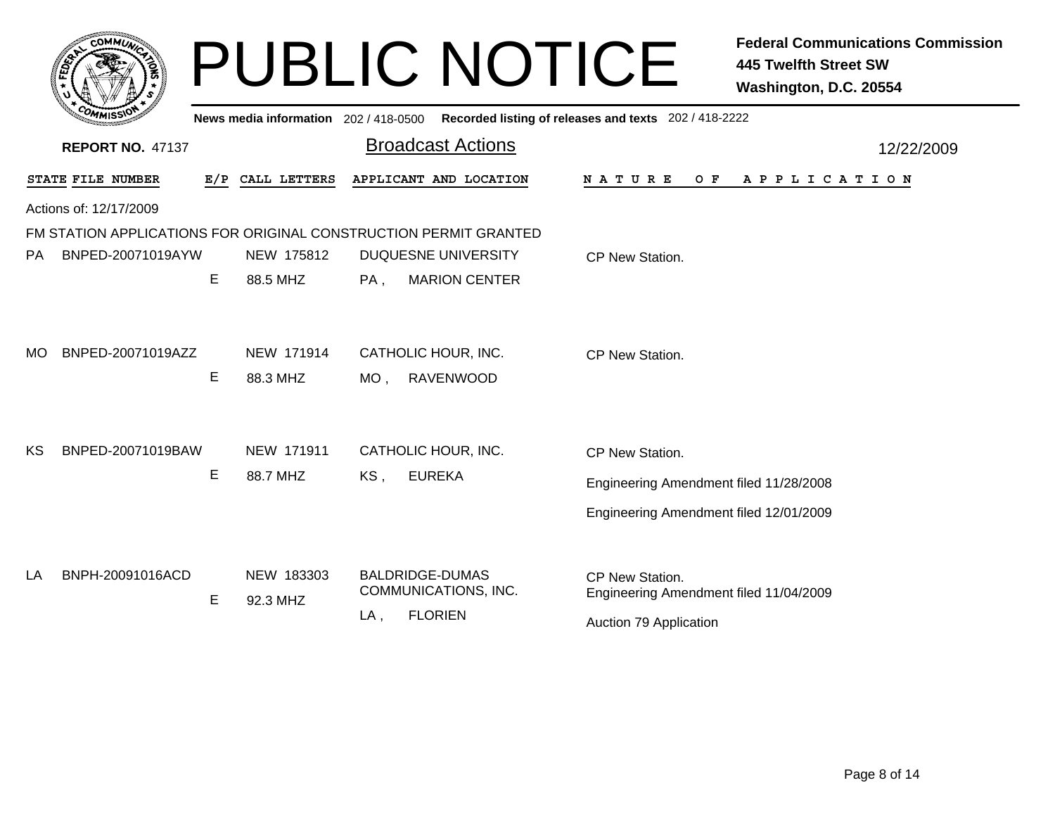# PUBLIC NOTICE

**Federal Communications Commission**
**445 Twelfth Street SW**
**Washington, D.C. 20554**

**News media information** 202 / 418-0500 **Recorded listing of releases and texts** 202 / 418-2222

**REPORT NO.** 47137

## Broadcast Actions

12/22/2009

Actions of: 12/17/2009

FM STATION APPLICATIONS FOR ORIGINAL CONSTRUCTION PERMIT GRANTED

| STATE | FILE NUMBER | E/P | CALL LETTERS | APPLICANT AND LOCATION | NATURE OF APPLICATION |
|---|---|---|---|---|---|
| PA | BNPED-20071019AYW | E | NEW 175812<br>88.5 MHZ | DUQUESNE UNIVERSITY<br>PA , MARION CENTER | CP New Station. |
| MO | BNPED-20071019AZZ | E | NEW 171914<br>88.3 MHZ | CATHOLIC HOUR, INC.<br>MO , RAVENWOOD | CP New Station. |
| KS | BNPED-20071019BAW | E | NEW 171911<br>88.7 MHZ | CATHOLIC HOUR, INC.<br>KS , EUREKA | CP New Station.<br>Engineering Amendment filed 11/28/2008<br>Engineering Amendment filed 12/01/2009 |
| LA | BNPH-20091016ACD | E | NEW 183303<br>92.3 MHZ | BALDRIDGE-DUMAS COMMUNICATIONS, INC.<br>LA , FLORIEN | CP New Station.<br>Engineering Amendment filed 11/04/2009<br>Auction 79 Application |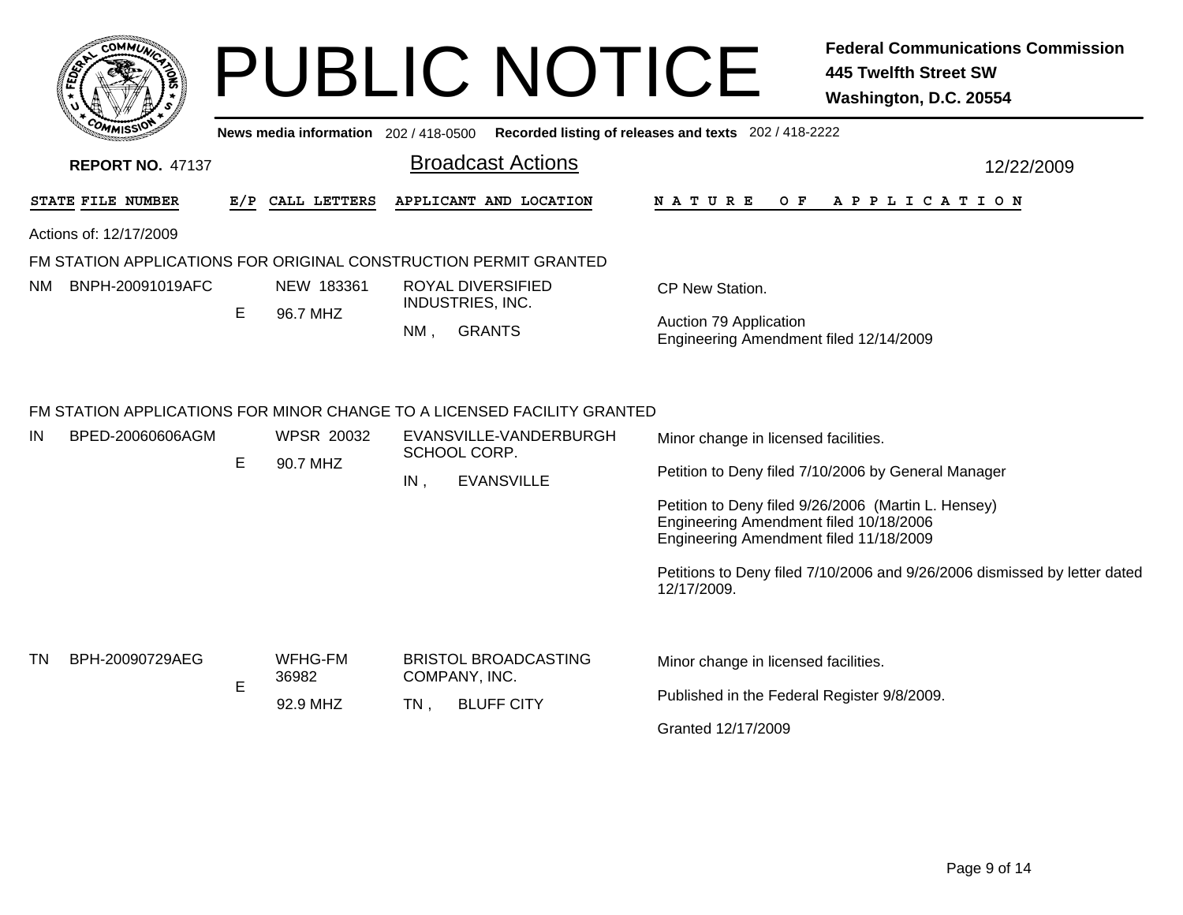# PUBLIC NOTICE

**Federal Communications Commission**
**445 Twelfth Street SW**
**Washington, D.C. 20554**

News media information 202 / 418-0500 Recorded listing of releases and texts 202 / 418-2222

**REPORT NO.** 47137

## Broadcast Actions

12/22/2009

| STATE | FILE NUMBER | E/P | CALL LETTERS | APPLICANT AND LOCATION | NATURE OF APPLICATION |
|---|---|---|---|---|---|

Actions of: 12/17/2009

### FM STATION APPLICATIONS FOR ORIGINAL CONSTRUCTION PERMIT GRANTED

| STATE | FILE NUMBER | E/P | CALL LETTERS | APPLICANT AND LOCATION | NATURE OF APPLICATION |
|---|---|---|---|---|---|
| NM | BNPH-20091019AFC | E | NEW 183361<br>96.7 MHZ | ROYAL DIVERSIFIED INDUSTRIES, INC.<br>NM , GRANTS | CP New Station.<br><br>Auction 79 Application<br>Engineering Amendment filed 12/14/2009 |

### FM STATION APPLICATIONS FOR MINOR CHANGE TO A LICENSED FACILITY GRANTED

| STATE | FILE NUMBER | E/P | CALL LETTERS | APPLICANT AND LOCATION | NATURE OF APPLICATION |
|---|---|---|---|---|---|
| IN | BPED-20060606AGM | E | WPSR 20032<br>90.7 MHZ | EVANSVILLE-VANDERBURGH SCHOOL CORP.<br>IN , EVANSVILLE | Minor change in licensed facilities.<br><br>Petition to Deny filed 7/10/2006 by General Manager<br><br>Petition to Deny filed 9/26/2006 (Martin L. Hensey)<br>Engineering Amendment filed 10/18/2006<br>Engineering Amendment filed 11/18/2009<br><br>Petitions to Deny filed 7/10/2006 and 9/26/2006 dismissed by letter dated 12/17/2009. |
| TN | BPH-20090729AEG | E | WFHG-FM 36982<br>92.9 MHZ | BRISTOL BROADCASTING COMPANY, INC.<br>TN , BLUFF CITY | Minor change in licensed facilities.<br><br>Published in the Federal Register 9/8/2009.<br><br>Granted 12/17/2009 |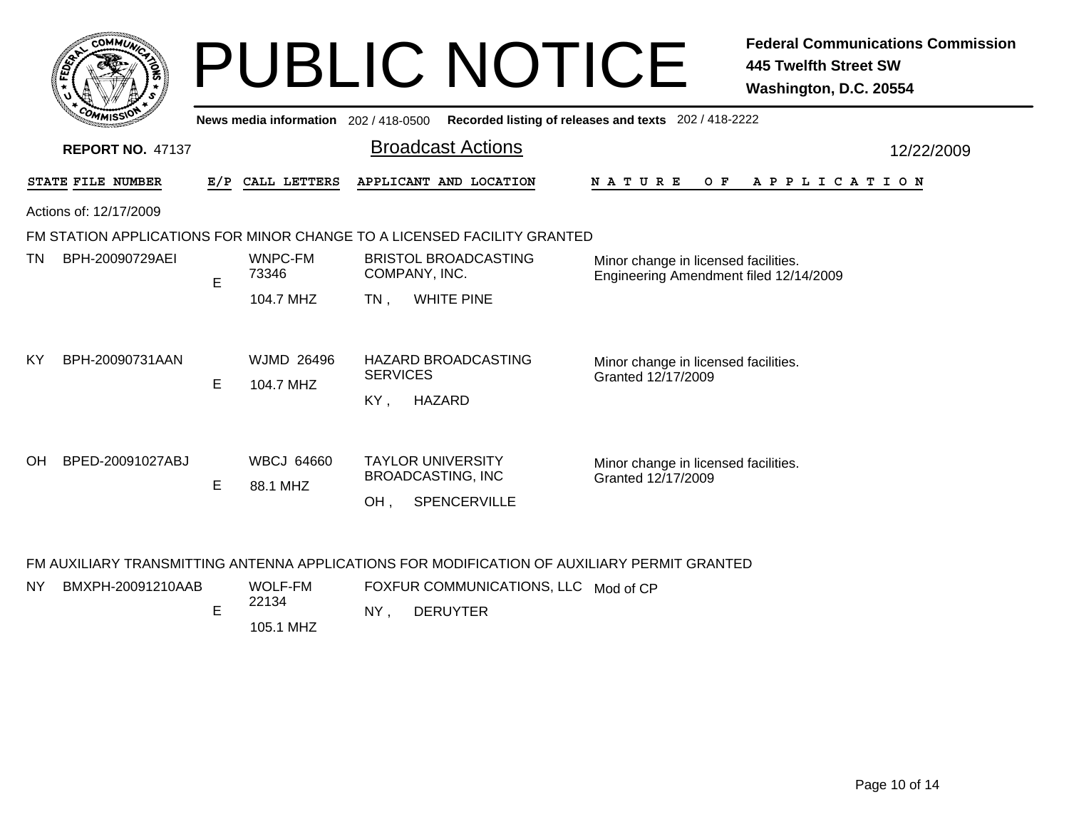# PUBLIC NOTICE

**Federal Communications Commission**
**445 Twelfth Street SW**
**Washington, D.C. 20554**

News media information 202 / 418-0500 Recorded listing of releases and texts 202 / 418-2222

**REPORT NO.** 47137

## Broadcast Actions

12/22/2009

Actions of: 12/17/2009

### FM STATION APPLICATIONS FOR MINOR CHANGE TO A LICENSED FACILITY GRANTED

| STATE | FILE NUMBER | E/P | CALL LETTERS | APPLICANT AND LOCATION | NATURE OF APPLICATION |
|---|---|---|---|---|---|
| TN | BPH-20090729AEI | E | WNPC-FM 73346 104.7 MHZ | BRISTOL BROADCASTING COMPANY, INC. TN , WHITE PINE | Minor change in licensed facilities. Engineering Amendment filed 12/14/2009 |
| KY | BPH-20090731AAN | E | WJMD 26496 104.7 MHZ | HAZARD BROADCASTING SERVICES KY , HAZARD | Minor change in licensed facilities. Granted 12/17/2009 |
| OH | BPED-20091027ABJ | E | WBCJ 64660 88.1 MHZ | TAYLOR UNIVERSITY BROADCASTING, INC OH , SPENCERVILLE | Minor change in licensed facilities. Granted 12/17/2009 |

### FM AUXILIARY TRANSMITTING ANTENNA APPLICATIONS FOR MODIFICATION OF AUXILIARY PERMIT GRANTED

| STATE | FILE NUMBER | E/P | CALL LETTERS | APPLICANT AND LOCATION | NATURE OF APPLICATION |
|---|---|---|---|---|---|
| NY | BMXPH-20091210AAB | E | WOLF-FM 22134 105.1 MHZ | FOXFUR COMMUNICATIONS, LLC NY , DERUYTER | Mod of CP |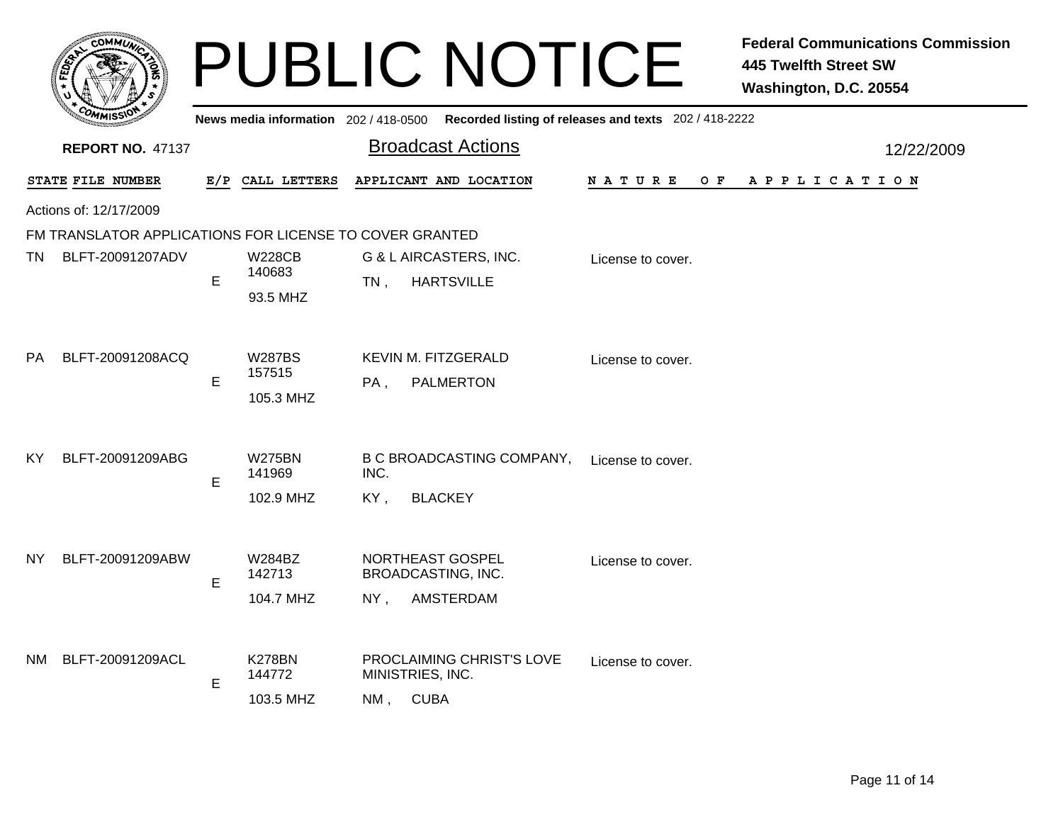# PUBLIC NOTICE

**Federal Communications Commission**
**445 Twelfth Street SW**
**Washington, D.C. 20554**

**News media information** 202 / 418-0500 **Recorded listing of releases and texts** 202 / 418-2222

**REPORT NO.** 47137

## Broadcast Actions

12/22/2009

Actions of: 12/17/2009

FM TRANSLATOR APPLICATIONS FOR LICENSE TO COVER GRANTED

| STATE | FILE NUMBER | E/P | CALL LETTERS | APPLICANT AND LOCATION | NATURE OF APPLICATION |
|---|---|---|---|---|---|
| TN | BLFT-20091207ADV | E | W228CB 140683 93.5 MHZ | G & L AIRCASTERS, INC. TN , HARTSVILLE | License to cover. |
| PA | BLFT-20091208ACQ | E | W287BS 157515 105.3 MHZ | KEVIN M. FITZGERALD PA , PALMERTON | License to cover. |
| KY | BLFT-20091209ABG | E | W275BN 141969 102.9 MHZ | B C BROADCASTING COMPANY, INC. KY , BLACKEY | License to cover. |
| NY | BLFT-20091209ABW | E | W284BZ 142713 104.7 MHZ | NORTHEAST GOSPEL BROADCASTING, INC. NY , AMSTERDAM | License to cover. |
| NM | BLFT-20091209ACL | E | K278BN 144772 103.5 MHZ | PROCLAIMING CHRIST'S LOVE MINISTRIES, INC. NM , CUBA | License to cover. |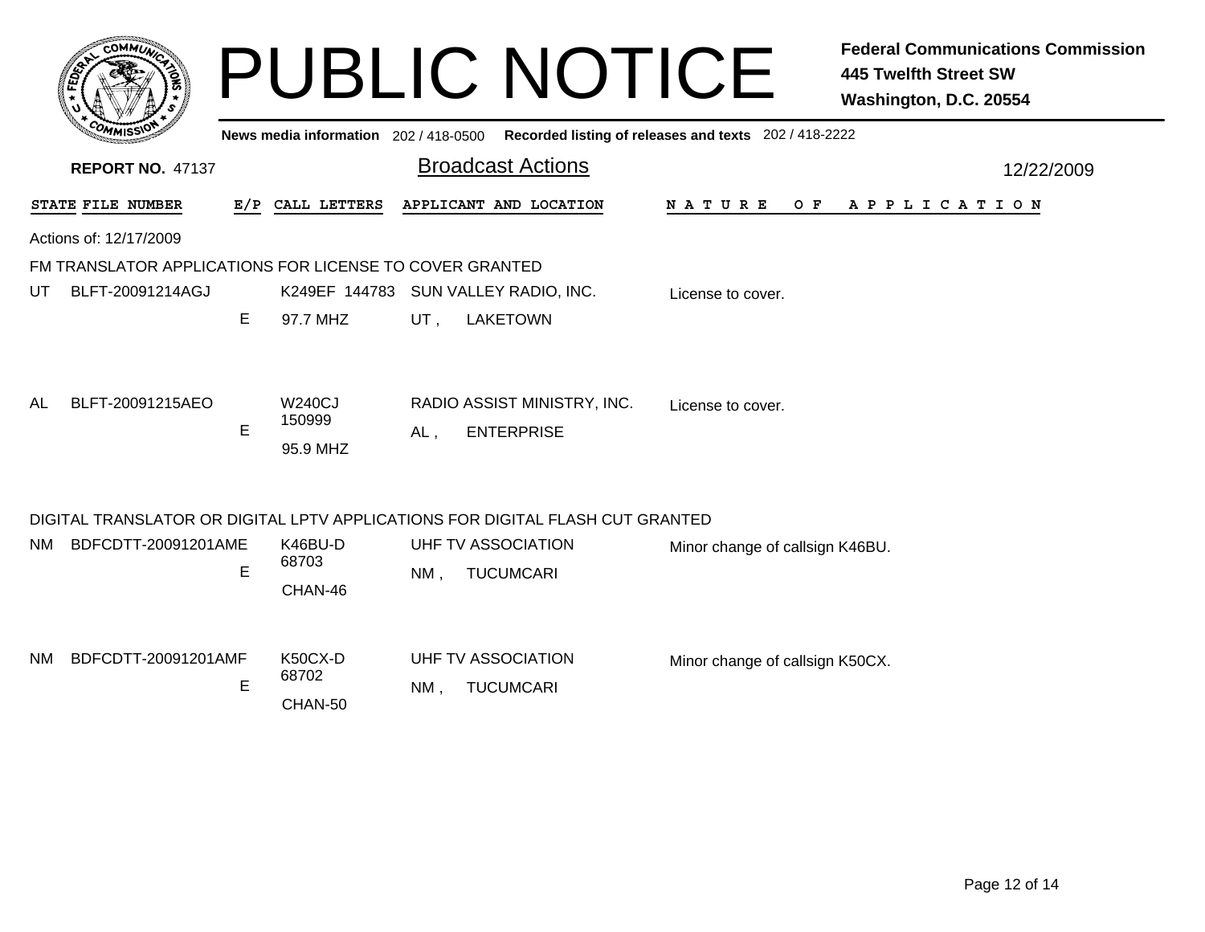# PUBLIC NOTICE

**Federal Communications Commission**
**445 Twelfth Street SW**
**Washington, D.C. 20554**

**News media information** 202 / 418-0500 **Recorded listing of releases and texts** 202 / 418-2222

**REPORT NO.** 47137

## Broadcast Actions

12/22/2009

| STATE | FILE NUMBER | E/P | CALL LETTERS | APPLICANT AND LOCATION | NATURE OF APPLICATION |
|---|---|---|---|---|---|

Actions of: 12/17/2009

FM TRANSLATOR APPLICATIONS FOR LICENSE TO COVER GRANTED

| STATE | FILE NUMBER | E/P | CALL LETTERS | APPLICANT AND LOCATION | NATURE OF APPLICATION |
|---|---|---|---|---|---|
| UT | BLFT-20091214AGJ | E | K249EF 144783 97.7 MHZ | SUN VALLEY RADIO, INC. UT , LAKETOWN | License to cover. |
| AL | BLFT-20091215AEO | E | W240CJ 150999 95.9 MHZ | RADIO ASSIST MINISTRY, INC. AL , ENTERPRISE | License to cover. |

DIGITAL TRANSLATOR OR DIGITAL LPTV APPLICATIONS FOR DIGITAL FLASH CUT GRANTED

| STATE | FILE NUMBER | E/P | CALL LETTERS | APPLICANT AND LOCATION | NATURE OF APPLICATION |
|---|---|---|---|---|---|
| NM | BDFCDTT-20091201AME | E | K46BU-D 68703 CHAN-46 | UHF TV ASSOCIATION NM , TUCUMCARI | Minor change of callsign K46BU. |
| NM | BDFCDTT-20091201AMF | E | K50CX-D 68702 CHAN-50 | UHF TV ASSOCIATION NM , TUCUMCARI | Minor change of callsign K50CX. |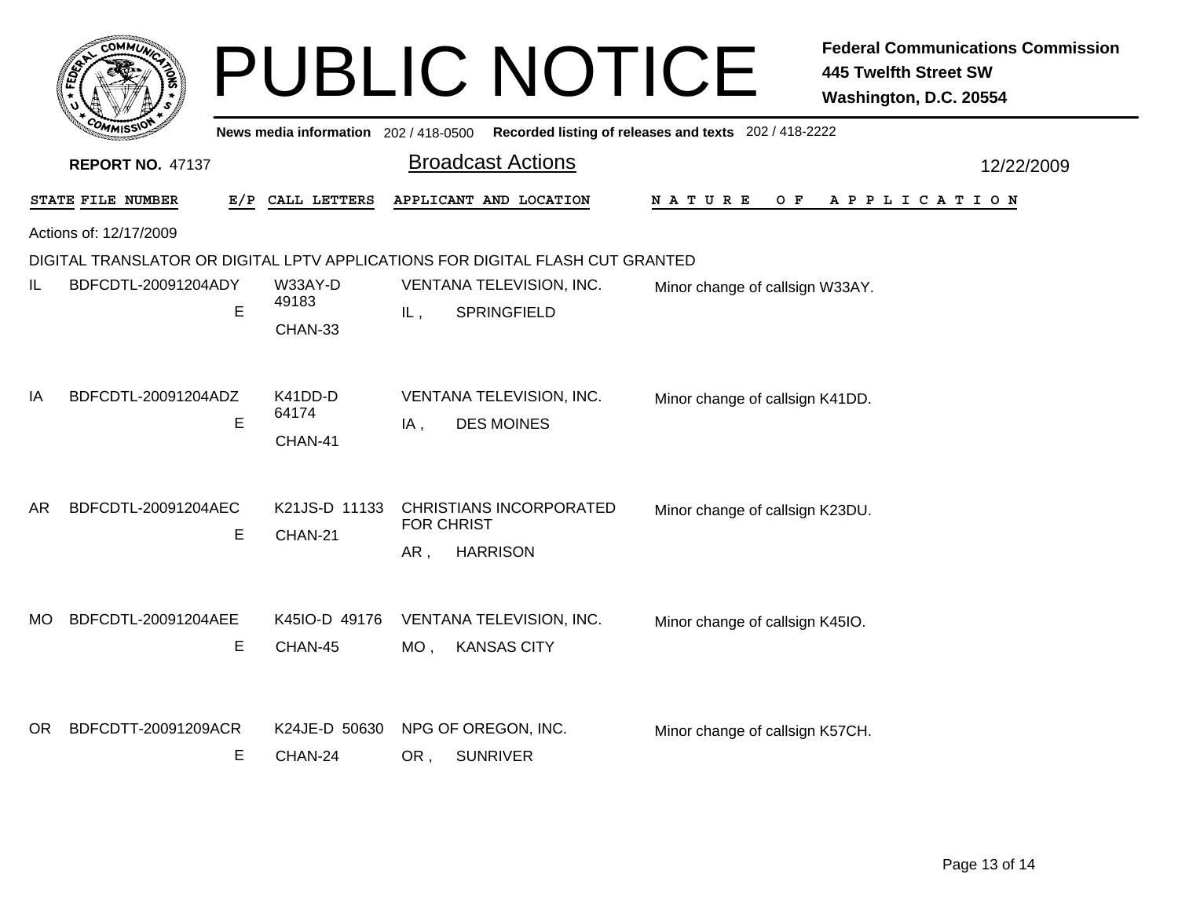# PUBLIC NOTICE

**Federal Communications Commission**
**445 Twelfth Street SW**
**Washington, D.C. 20554**

News media information 202 / 418-0500 Recorded listing of releases and texts 202 / 418-2222

**REPORT NO.** 47137

## Broadcast Actions

12/22/2009

| STATE | FILE NUMBER | E/P | CALL LETTERS | APPLICANT AND LOCATION | NATURE OF APPLICATION |
|---|---|---|---|---|---|

Actions of: 12/17/2009

DIGITAL TRANSLATOR OR DIGITAL LPTV APPLICATIONS FOR DIGITAL FLASH CUT GRANTED

| STATE | FILE NUMBER | E/P | CALL LETTERS | APPLICANT AND LOCATION | NATURE OF APPLICATION |
|---|---|---|---|---|---|
| IL | BDFCDTL-20091204ADY | E | W33AY-D 49183 CHAN-33 | VENTANA TELEVISION, INC. IL , SPRINGFIELD | Minor change of callsign W33AY. |
| IA | BDFCDTL-20091204ADZ | E | K41DD-D 64174 CHAN-41 | VENTANA TELEVISION, INC. IA , DES MOINES | Minor change of callsign K41DD. |
| AR | BDFCDTL-20091204AEC | E | K21JS-D 11133 CHAN-21 | CHRISTIANS INCORPORATED FOR CHRIST AR , HARRISON | Minor change of callsign K23DU. |
| MO | BDFCDTL-20091204AEE | E | K45IO-D 49176 CHAN-45 | VENTANA TELEVISION, INC. MO , KANSAS CITY | Minor change of callsign K45IO. |
| OR | BDFCDTT-20091209ACR | E | K24JE-D 50630 CHAN-24 | NPG OF OREGON, INC. OR , SUNRIVER | Minor change of callsign K57CH. |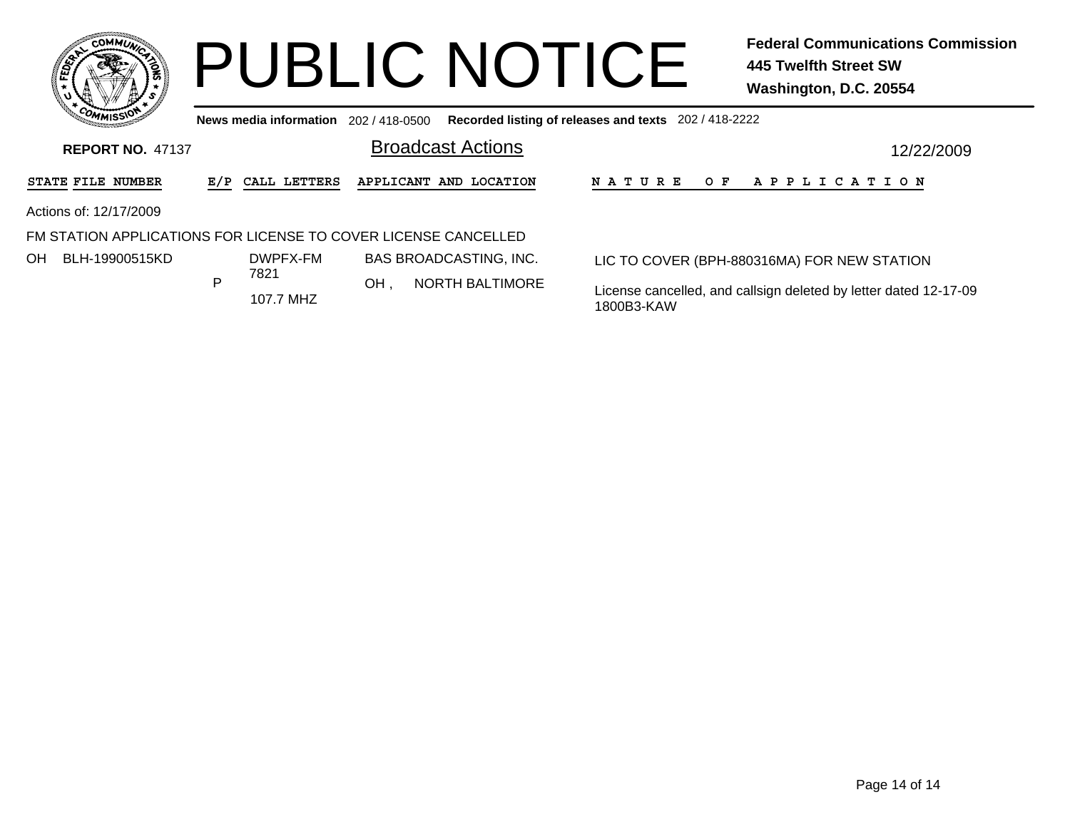# PUBLIC NOTICE

**Federal Communications Commission**
**445 Twelfth Street SW**
**Washington, D.C. 20554**

**News media information** 202 / 418-0500 **Recorded listing of releases and texts** 202 / 418-2222

**REPORT NO.** 47137

## Broadcast Actions

12/22/2009

| STATE | FILE NUMBER | E/P | CALL LETTERS | APPLICANT AND LOCATION | NATURE OF APPLICATION |
|---|---|---|---|---|---|

Actions of: 12/17/2009

FM STATION APPLICATIONS FOR LICENSE TO COVER LICENSE CANCELLED

| STATE | FILE NUMBER | E/P | CALL LETTERS | APPLICANT AND LOCATION | NATURE OF APPLICATION |
|---|---|---|---|---|---|
| OH | BLH-19900515KD | P | DWPFX-FM 7821 107.7 MHZ | BAS BROADCASTING, INC. OH , NORTH BALTIMORE | LIC TO COVER (BPH-880316MA) FOR NEW STATION License cancelled, and callsign deleted by letter dated 12-17-09 1800B3-KAW |